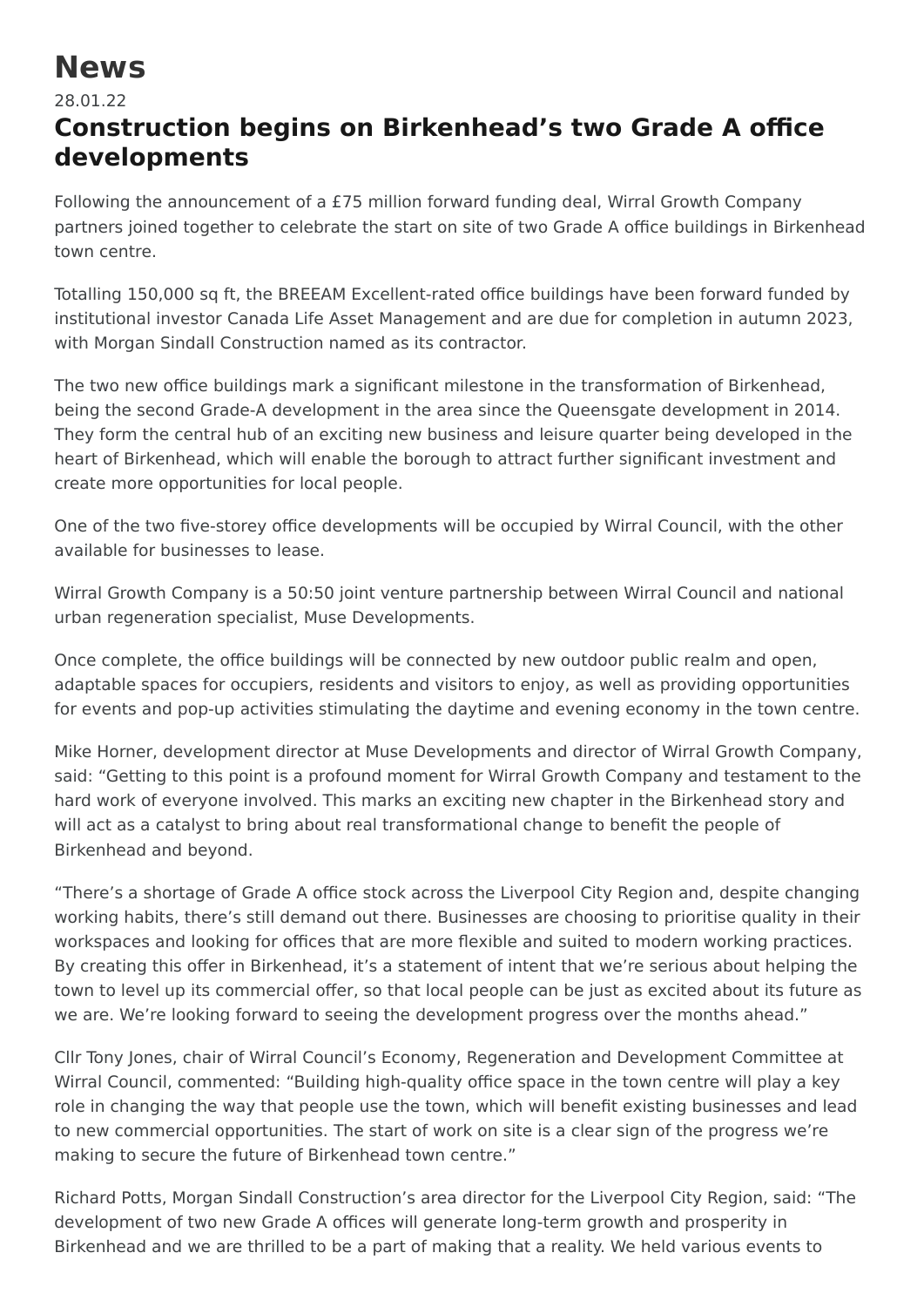# News

28.01.22

## Construction begins on Birkenhead's two Grade A office developments

Following the announcement of a £75 million forward funding deal, Wirral Growth Company partners joined together to celebrate the start on site of two Grade A office buildings in Birkenhead town centre.

Totalling 150,000 sq ft, the BREEAM Excellent-rated office buildings have been forward funded by institutional investor Canada Life Asset Management and are due for completion in autumn 2023, with Morgan Sindall Construction named as its contractor.

The two new office buildings mark a significant milestone in the transformation of Birkenhead, being the second Grade-A development in the area since the Queensgate development in 2014. They form the central hub of an exciting new business and leisure quarter being developed in the heart of Birkenhead, which will enable the borough to attract further significant investment and create more opportunities for local people.

One of the two five-storey office developments will be occupied by Wirral Council, with the other available for businesses to lease.

Wirral Growth Company is a 50:50 joint venture partnership between Wirral Council and national urban regeneration specialist, Muse Developments.

Once complete, the office buildings will be connected by new outdoor public realm and open, adaptable spaces for occupiers, residents and visitors to enjoy, as well as providing opportunities for events and pop-up activities stimulating the daytime and evening economy in the town centre.

Mike Horner, development director at Muse Developments and director of Wirral Growth Company, said: "Getting to this point is a profound moment for Wirral Growth Company and testament to the hard work of everyone involved. This marks an exciting new chapter in the Birkenhead story and will act as a catalyst to bring about real transformational change to benefit the people of Birkenhead and beyond.

"There's a shortage of Grade A office stock across the Liverpool City Region and, despite changing working habits, there's still demand out there. Businesses are choosing to prioritise quality in their workspaces and looking for offices that are more flexible and suited to modern working practices. By creating this offer in Birkenhead, it's a statement of intent that we're serious about helping the town to level up its commercial offer, so that local people can be just as excited about its future as we are. We're looking forward to seeing the development progress over the months ahead."

Cllr Tony Jones, chair of Wirral Council's Economy, Regeneration and Development Committee at Wirral Council, commented: "Building high-quality office space in the town centre will play a key role in changing the way that people use the town, which will benefit existing businesses and lead to new commercial opportunities. The start of work on site is a clear sign of the progress we're making to secure the future of Birkenhead town centre."

Richard Potts, Morgan Sindall Construction's area director for the Liverpool City Region, said: "The development of two new Grade A offices will generate long-term growth and prosperity in Birkenhead and we are thrilled to be a part of making that a reality. We held various events to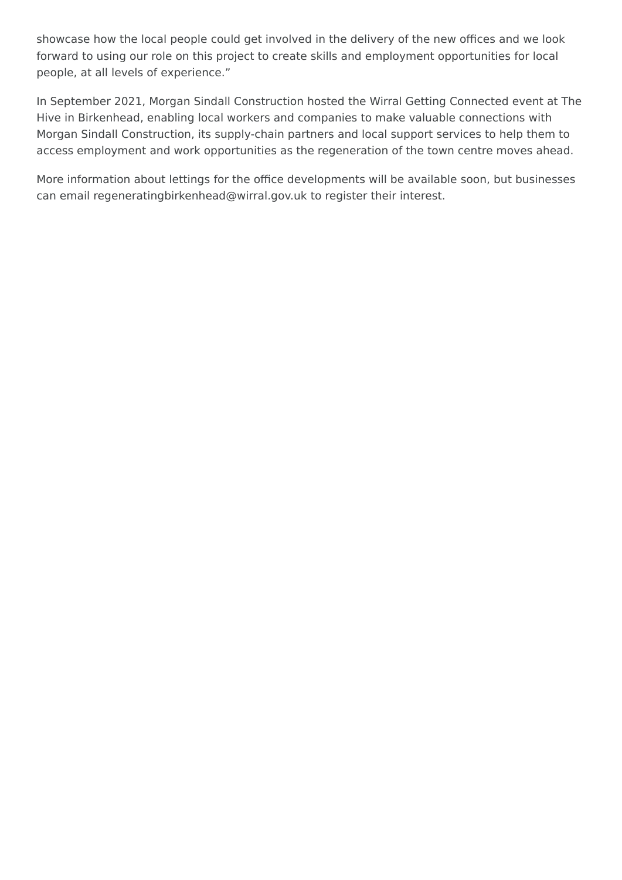showcase how the local people could get involved in the delivery of the new offices and we look forward to using our role on this project to create skills and employment opportunities for local people, at all levels of experience."

In September 2021, Morgan Sindall Construction hosted the Wirral Getting Connected event at The Hive in Birkenhead, enabling local workers and companies to make valuable connections with Morgan Sindall Construction, its supply-chain partners and local support services to help them to access employment and work opportunities as the regeneration of the town centre moves ahead.

More information about lettings for the office developments will be available soon, but businesses can email regeneratingbirkenhead@wirral.gov.uk to register their interest.